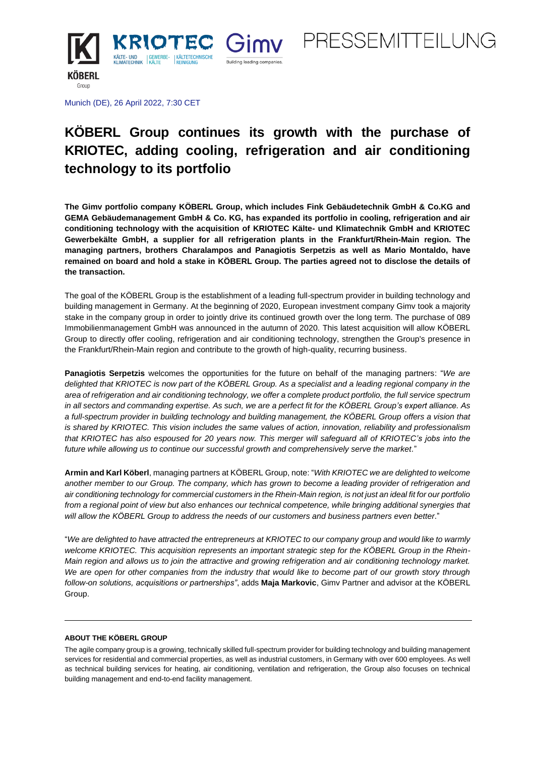PRESSEMITTEILUNG

Munich (DE), 26 April 2022, 7:30 CET

# KÖBERL Group continues its growth with the purchase of KRIOTEC, adding cooling, refrigeration and air conditioning technology to its portfolio

**The Gimv portfolio company KÖBERL Group, which includes Fink Gebäudetechnik GmbH & Co.KG and GEMA Gebäudemanagement GmbH & Co. KG, has expanded its portfolio in cooling, refrigeration and air conditioning technology with the acquisition of KRIOTEC Kälte- und Klimatechnik GmbH and KRIOTEC Gewerbekälte GmbH, a supplier for all refrigeration plants in the Frankfurt/Rhein-Main region. The managing partners, brothers Charalampos and Panagiotis Serpetzis as well as Mario Montaldo, have remained on board and hold a stake in KÖBERL Group. The parties agreed not to disclose the details of the transaction.**

The goal of the KÖBERL Group is the establishment of a leading full-spectrum provider in building technology and building management in Germany. At the beginning of 2020, European investment company Gimv took a majority stake in the company group in order to jointly drive its continued growth over the long term. The purchase of 089 Immobilienmanagement GmbH was announced in the autumn of 2020. This latest acquisition will allow KÖBERL Group to directly offer cooling, refrigeration and air conditioning technology, strengthen the Group's presence in the Frankfurt/Rhein-Main region and contribute to the growth of high-quality, recurring business.

**Panagiotis Serpetzis** welcomes the opportunities for the future on behalf of the managing partners: "*We are delighted that KRIOTEC is now part of the KÖBERL Group. As a specialist and a leading regional company in the area of refrigeration and air conditioning technology, we offer a complete product portfolio, the full service spectrum in all sectors and commanding expertise. As such, we are a perfect fit for the KÖBERL Group's expert alliance. As a full-spectrum provider in building technology and building management, the KÖBERL Group offers a vision that is shared by KRIOTEC. This vision includes the same values of action, innovation, reliability and professionalism that KRIOTEC has also espoused for 20 years now. This merger will safeguard all of KRIOTEC's jobs into the future while allowing us to continue our successful growth and comprehensively serve the market.*"

**Armin and Karl Köberl**, managing partners at KÖBERL Group, note: "*With KRIOTEC we are delighted to welcome another member to our Group. The company, which has grown to become a leading provider of refrigeration and air conditioning technology for commercial customers in the Rhein-Main region, is not just an ideal fit for our portfolio from a regional point of view but also enhances our technical competence, while bringing additional synergies that will allow the KÖBERL Group to address the needs of our customers and business partners even better.*"

"*We are delighted to have attracted the entrepreneurs at KRIOTEC to our company group and would like to warmly welcome KRIOTEC. This acquisition represents an important strategic step for the KÖBERL Group in the Rhein-Main region and allows us to join the attractive and growing refrigeration and air conditioning technology market. We are open for other companies from the industry that would like to become part of our growth story through follow-on solutions, acquisitions or partnerships*", adds **Maja Markovic**, Gimv Partner and advisor at the KÖBERL Group.

---

**ABOUT THE KÖBERL GROUP**

The agile company group is a growing, technically skilled full-spectrum provider for building technology and building management services for residential and commercial properties, as well as industrial customers, in Germany with over 600 employees. As well as technical building services for heating, air conditioning, ventilation and refrigeration, the Group also focuses on technical building management and end-to-end facility management.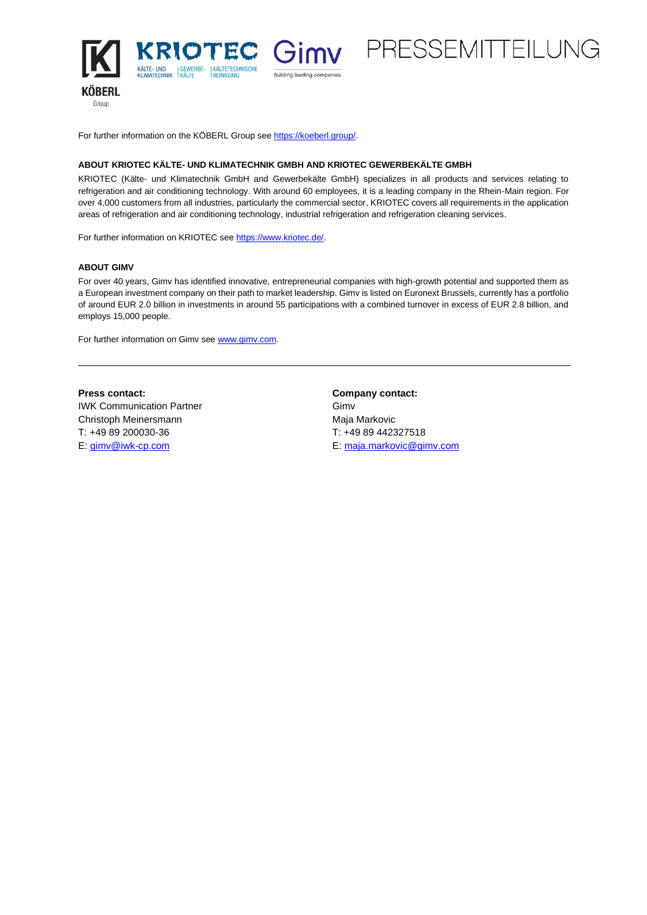For further information on the KÖBERL Group see https://koeberl.group/.

### ABOUT KRIOTEC KÄLTE- UND KLIMATECHNIK GMBH AND KRIOTEC GEWERBEKÄLTE GMBH

KRIOTEC (Kälte- und Klimatechnik GmbH and Gewerbekälte GmbH) specializes in all products and services relating to refrigeration and air conditioning technology. With around 60 employees, it is a leading company in the Rhein-Main region. For over 4,000 customers from all industries, particularly the commercial sector, KRIOTEC covers all requirements in the application areas of refrigeration and air conditioning technology, industrial refrigeration and refrigeration cleaning services.

For further information on KRIOTEC see https://www.kriotec.de/.

### ABOUT GIMV

For over 40 years, Gimv has identified innovative, entrepreneurial companies with high-growth potential and supported them as a European investment company on their path to market leadership. Gimv is listed on Euronext Brussels, currently has a portfolio of around EUR 2.0 billion in investments in around 55 participations with a combined turnover in excess of EUR 2.8 billion, and employs 15,000 people.

For further information on Gimv see www.gimv.com.

---

**Press contact:**
IWK Communication Partner
Christoph Meinersmann
T: +49 89 200030-36
E: gimv@iwk-cp.com

**Company contact:**
Gimv
Maja Markovic
T: +49 89 442327518
E: maja.markovic@gimv.com